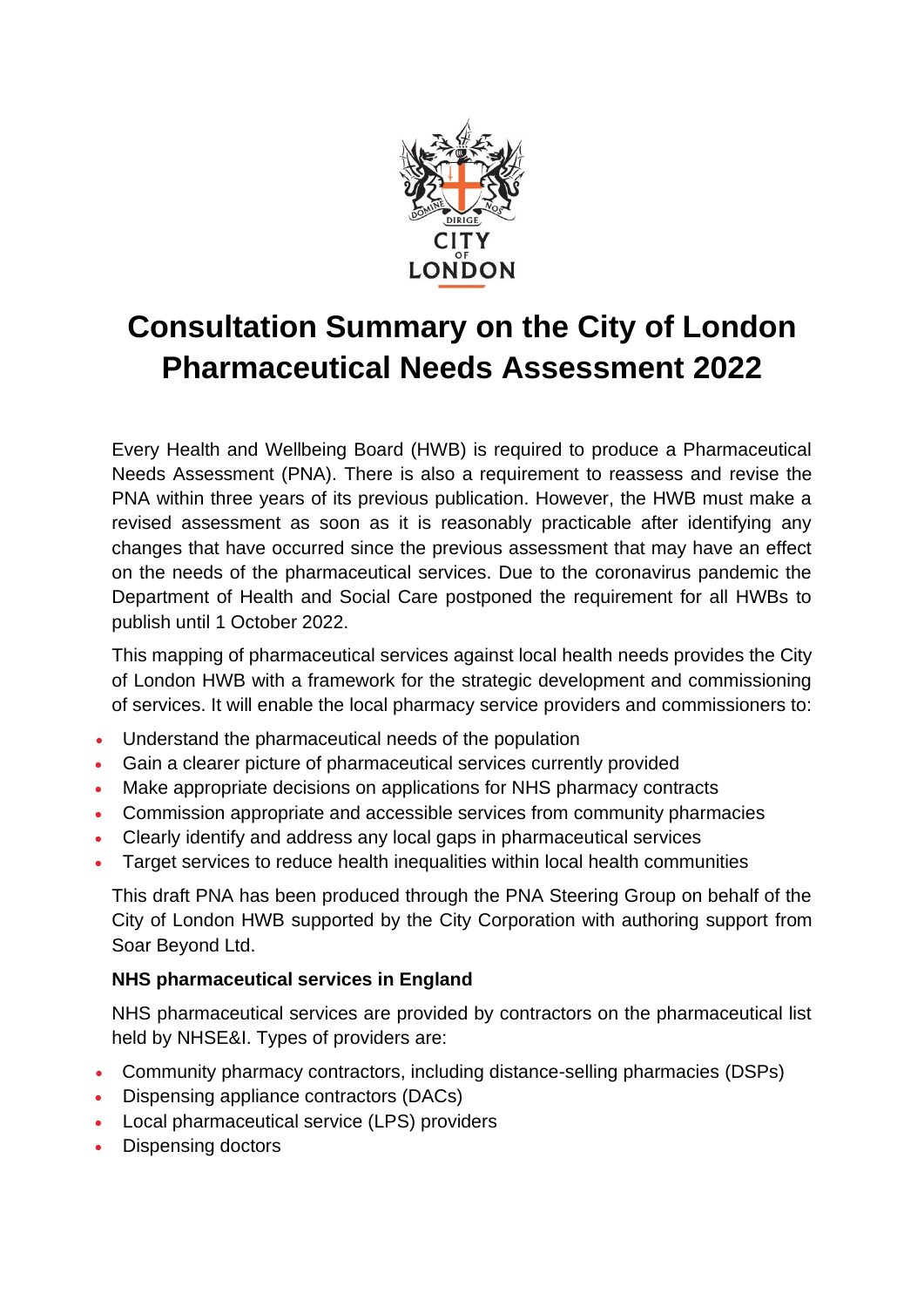# Consultation Summary on the City of London Pharmaceutical Needs Assessment 2022

Every Health and Wellbeing Board (HWB) is required to produce a Pharmaceutical Needs Assessment (PNA). There is also a requirement to reassess and revise the PNA within three years of its previous publication. However, the HWB must make a revised assessment as soon as it is reasonably practicable after identifying any changes that have occurred since the previous assessment that may have an effect on the needs of the pharmaceutical services. Due to the coronavirus pandemic the Department of Health and Social Care postponed the requirement for all HWBs to publish until 1 October 2022.

This mapping of pharmaceutical services against local health needs provides the City of London HWB with a framework for the strategic development and commissioning of services. It will enable the local pharmacy service providers and commissioners to:

- Understand the pharmaceutical needs of the population
- Gain a clearer picture of pharmaceutical services currently provided
- Make appropriate decisions on applications for NHS pharmacy contracts
- Commission appropriate and accessible services from community pharmacies
- Clearly identify and address any local gaps in pharmaceutical services
- Target services to reduce health inequalities within local health communities

This draft PNA has been produced through the PNA Steering Group on behalf of the City of London HWB supported by the City Corporation with authoring support from Soar Beyond Ltd.

### NHS pharmaceutical services in England

NHS pharmaceutical services are provided by contractors on the pharmaceutical list held by NHSE&I. Types of providers are:

- Community pharmacy contractors, including distance-selling pharmacies (DSPs)
- Dispensing appliance contractors (DACs)
- Local pharmaceutical service (LPS) providers
- Dispensing doctors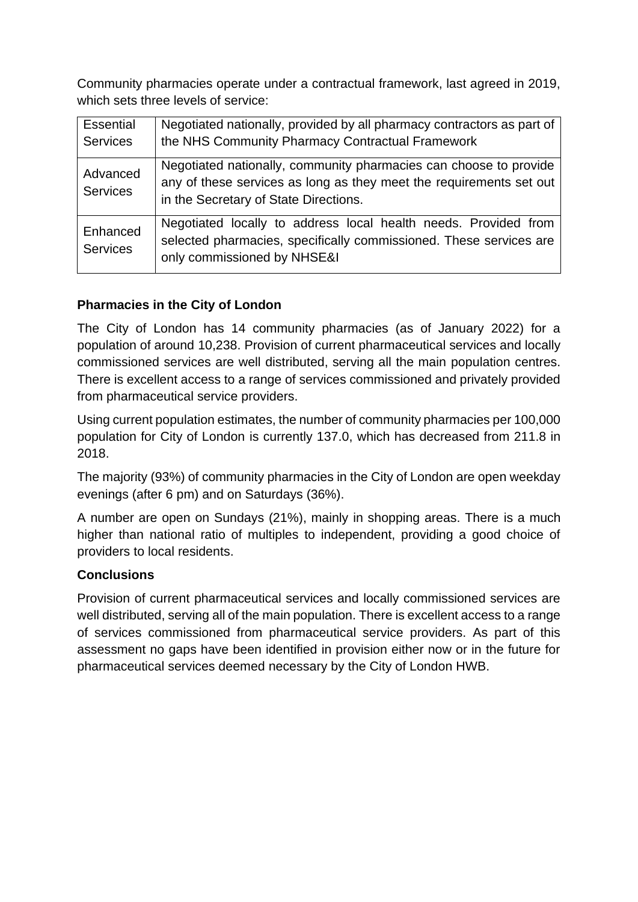Community pharmacies operate under a contractual framework, last agreed in 2019, which sets three levels of service:

| | |
|---|---|
| Essential Services | Negotiated nationally, provided by all pharmacy contractors as part of the NHS Community Pharmacy Contractual Framework |
| Advanced Services | Negotiated nationally, community pharmacies can choose to provide any of these services as long as they meet the requirements set out in the Secretary of State Directions. |
| Enhanced Services | Negotiated locally to address local health needs. Provided from selected pharmacies, specifically commissioned. These services are only commissioned by NHSE&I |

**Pharmacies in the City of London**

The City of London has 14 community pharmacies (as of January 2022) for a population of around 10,238. Provision of current pharmaceutical services and locally commissioned services are well distributed, serving all the main population centres. There is excellent access to a range of services commissioned and privately provided from pharmaceutical service providers.

Using current population estimates, the number of community pharmacies per 100,000 population for City of London is currently 137.0, which has decreased from 211.8 in 2018.

The majority (93%) of community pharmacies in the City of London are open weekday evenings (after 6 pm) and on Saturdays (36%).

A number are open on Sundays (21%), mainly in shopping areas. There is a much higher than national ratio of multiples to independent, providing a good choice of providers to local residents.

**Conclusions**

Provision of current pharmaceutical services and locally commissioned services are well distributed, serving all of the main population. There is excellent access to a range of services commissioned from pharmaceutical service providers. As part of this assessment no gaps have been identified in provision either now or in the future for pharmaceutical services deemed necessary by the City of London HWB.